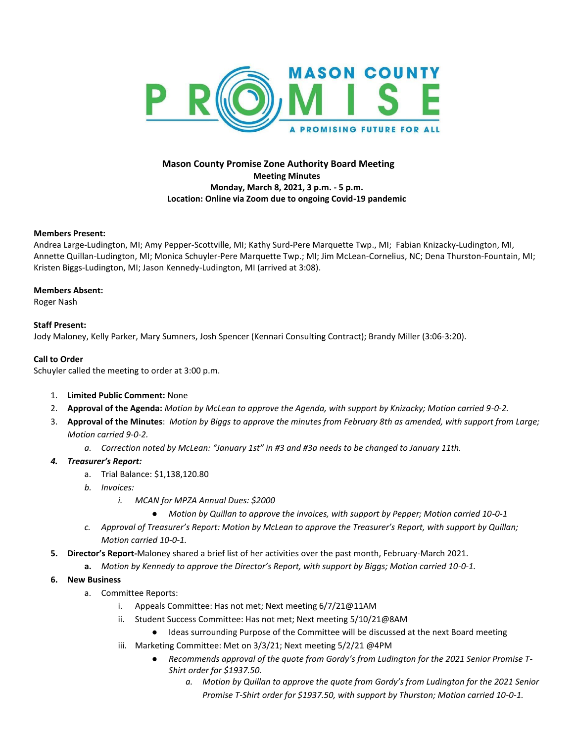MASON COUNTY PROMISE

A PROMISING FUTURE FOR ALL

**Mason County Promise Zone Authority Board Meeting**
**Meeting Minutes**
**Monday, March 8, 2021, 3 p.m. - 5 p.m.**
**Location: Online via Zoom due to ongoing Covid-19 pandemic**

**Members Present:**
Andrea Large-Ludington, MI; Amy Pepper-Scottville, MI; Kathy Surd-Pere Marquette Twp., MI; Fabian Knizacky-Ludington, MI, Annette Quillan-Ludington, MI; Monica Schuyler-Pere Marquette Twp.; MI; Jim McLean-Cornelius, NC; Dena Thurston-Fountain, MI; Kristen Biggs-Ludington, MI; Jason Kennedy-Ludington, MI (arrived at 3:08).

**Members Absent:**
Roger Nash

**Staff Present:**
Jody Maloney, Kelly Parker, Mary Sumners, Josh Spencer (Kennari Consulting Contract); Brandy Miller (3:06-3:20).

**Call to Order**
Schuyler called the meeting to order at 3:00 p.m.

1. **Limited Public Comment:** None
2. **Approval of the Agenda:** *Motion by McLean to approve the Agenda, with support by Knizacky; Motion carried 9-0-2.*
3. **Approval of the Minutes**: *Motion by Biggs to approve the minutes from February 8th as amended, with support from Large; Motion carried 9-0-2.*
   a. *Correction noted by McLean: "January 1st" in #3 and #3a needs to be changed to January 11th.*
4. ***Treasurer's Report:***
   a. Trial Balance: $1,138,120.80
   b. *Invoices:*
      i. *MCAN for MPZA Annual Dues: $2000*
         - *Motion by Quillan to approve the invoices, with support by Pepper; Motion carried 10-0-1*
   c. *Approval of Treasurer's Report: Motion by McLean to approve the Treasurer's Report, with support by Quillan; Motion carried 10-0-1.*
5. **Director's Report-**Maloney shared a brief list of her activities over the past month, February-March 2021.
   **a.** *Motion by Kennedy to approve the Director's Report, with support by Biggs; Motion carried 10-0-1.*
6. **New Business**
   a. Committee Reports:
      i. Appeals Committee: Has not met; Next meeting 6/7/21@11AM
      ii. Student Success Committee: Has not met; Next meeting 5/10/21@8AM
         - Ideas surrounding Purpose of the Committee will be discussed at the next Board meeting
      iii. Marketing Committee: Met on 3/3/21; Next meeting 5/2/21 @4PM
         - *Recommends approval of the quote from Gordy's from Ludington for the 2021 Senior Promise T-Shirt order for $1937.50.*
            a. *Motion by Quillan to approve the quote from Gordy's from Ludington for the 2021 Senior Promise T-Shirt order for $1937.50, with support by Thurston; Motion carried 10-0-1.*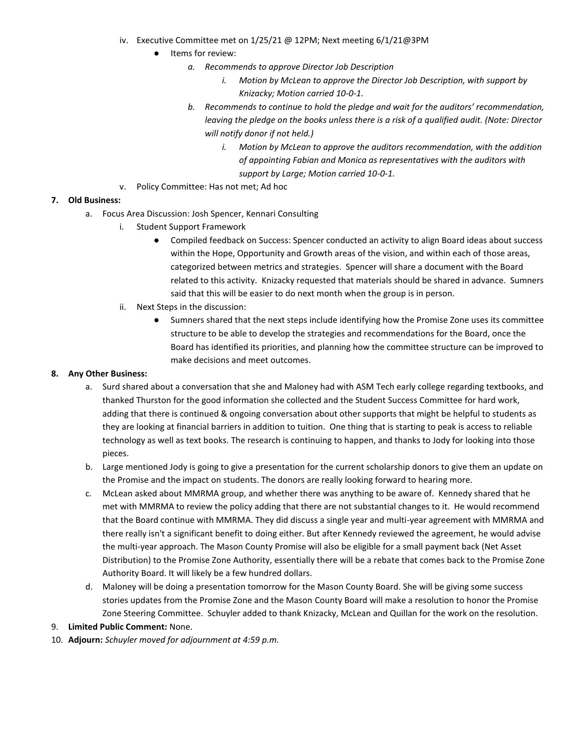iv. Executive Committee met on 1/25/21 @ 12PM; Next meeting 6/1/21@3PM

- Items for review:
    - *a. Recommends to approve Director Job Description*
        - *i. Motion by McLean to approve the Director Job Description, with support by Knizacky; Motion carried 10-0-1.*
    - *b. Recommends to continue to hold the pledge and wait for the auditors' recommendation, leaving the pledge on the books unless there is a risk of a qualified audit. (Note: Director will notify donor if not held.)*
        - *i. Motion by McLean to approve the auditors recommendation, with the addition of appointing Fabian and Monica as representatives with the auditors with support by Large; Motion carried 10-0-1.*

v. Policy Committee: Has not met; Ad hoc

**7. Old Business:**

a. Focus Area Discussion: Josh Spencer, Kennari Consulting

i. Student Support Framework

- Compiled feedback on Success: Spencer conducted an activity to align Board ideas about success within the Hope, Opportunity and Growth areas of the vision, and within each of those areas, categorized between metrics and strategies. Spencer will share a document with the Board related to this activity. Knizacky requested that materials should be shared in advance. Sumners said that this will be easier to do next month when the group is in person.

ii. Next Steps in the discussion:

- Sumners shared that the next steps include identifying how the Promise Zone uses its committee structure to be able to develop the strategies and recommendations for the Board, once the Board has identified its priorities, and planning how the committee structure can be improved to make decisions and meet outcomes.

**8. Any Other Business:**

a. Surd shared about a conversation that she and Maloney had with ASM Tech early college regarding textbooks, and thanked Thurston for the good information she collected and the Student Success Committee for hard work, adding that there is continued & ongoing conversation about other supports that might be helpful to students as they are looking at financial barriers in addition to tuition. One thing that is starting to peak is access to reliable technology as well as text books. The research is continuing to happen, and thanks to Jody for looking into those pieces.

b. Large mentioned Jody is going to give a presentation for the current scholarship donors to give them an update on the Promise and the impact on students. The donors are really looking forward to hearing more.

c. McLean asked about MMRMA group, and whether there was anything to be aware of. Kennedy shared that he met with MMRMA to review the policy adding that there are not substantial changes to it. He would recommend that the Board continue with MMRMA. They did discuss a single year and multi-year agreement with MMRMA and there really isn't a significant benefit to doing either. But after Kennedy reviewed the agreement, he would advise the multi-year approach. The Mason County Promise will also be eligible for a small payment back (Net Asset Distribution) to the Promise Zone Authority, essentially there will be a rebate that comes back to the Promise Zone Authority Board. It will likely be a few hundred dollars.

d. Maloney will be doing a presentation tomorrow for the Mason County Board. She will be giving some success stories updates from the Promise Zone and the Mason County Board will make a resolution to honor the Promise Zone Steering Committee. Schuyler added to thank Knizacky, McLean and Quillan for the work on the resolution.

9. **Limited Public Comment:** None.

10. **Adjourn:** *Schuyler moved for adjournment at 4:59 p.m.*